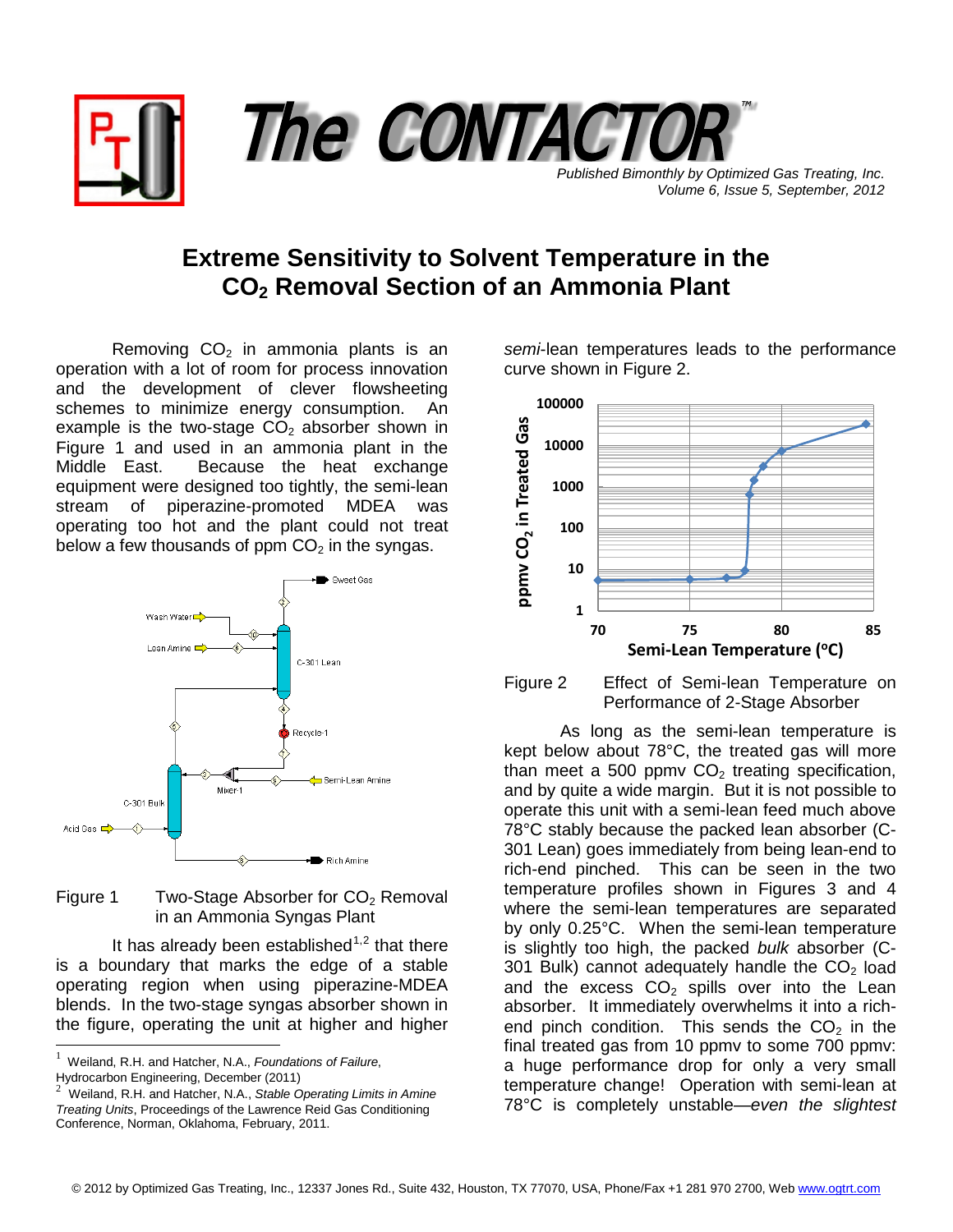# Extreme Sensitivity to Solvent Temperature in the $CO_2$ Removal Section of an Ammonia Plant

Removing $CO_2$ in ammonia plants is an operation with a lot of room for process innovation and the development of clever flowsheeting schemes to minimize energy consumption. An example is the two-stage $CO_2$ absorber shown in Figure 1 and used in an ammonia plant in the Middle East. Because the heat exchange equipment were designed too tightly, the semi-lean stream of piperazine-promoted MDEA was operating too hot and the plant could not treat below a few thousands of ppm $CO_2$ in the syngas.

Figure 1 Two-Stage Absorber for $CO_2$ Removal in an Ammonia Syngas Plant

It has already been established[1,2] that there is a boundary that marks the edge of a stable operating region when using piperazine-MDEA blends. In the two-stage syngas absorber shown in the figure, operating the unit at higher and higher *semi*-lean temperatures leads to the performance curve shown in Figure 2.

Figure 2 Effect of Semi-lean Temperature on Performance of 2-Stage Absorber

As long as the semi-lean temperature is kept below about 78°C, the treated gas will more than meet a 500 ppmv $CO_2$ treating specification, and by quite a wide margin. But it is not possible to operate this unit with a semi-lean feed much above 78°C stably because the packed lean absorber (C-301 Lean) goes immediately from being lean-end to rich-end pinched. This can be seen in the two temperature profiles shown in Figures 3 and 4 where the semi-lean temperatures are separated by only 0.25°C. When the semi-lean temperature is slightly too high, the packed *bulk* absorber (C-301 Bulk) cannot adequately handle the $CO_2$ load and the excess $CO_2$ spills over into the Lean absorber. It immediately overwhelms it into a rich-end pinch condition. This sends the $CO_2$ in the final treated gas from 10 ppmv to some 700 ppmv: a huge performance drop for only a very small temperature change! Operation with semi-lean at 78°C is completely unstable—*even the slightest*

---

[1] Weiland, R.H. and Hatcher, N.A., *Foundations of Failure*, Hydrocarbon Engineering, December (2011)

[2] Weiland, R.H. and Hatcher, N.A., *Stable Operating Limits in Amine Treating Units*, Proceedings of the Lawrence Reid Gas Conditioning Conference, Norman, Oklahoma, February, 2011.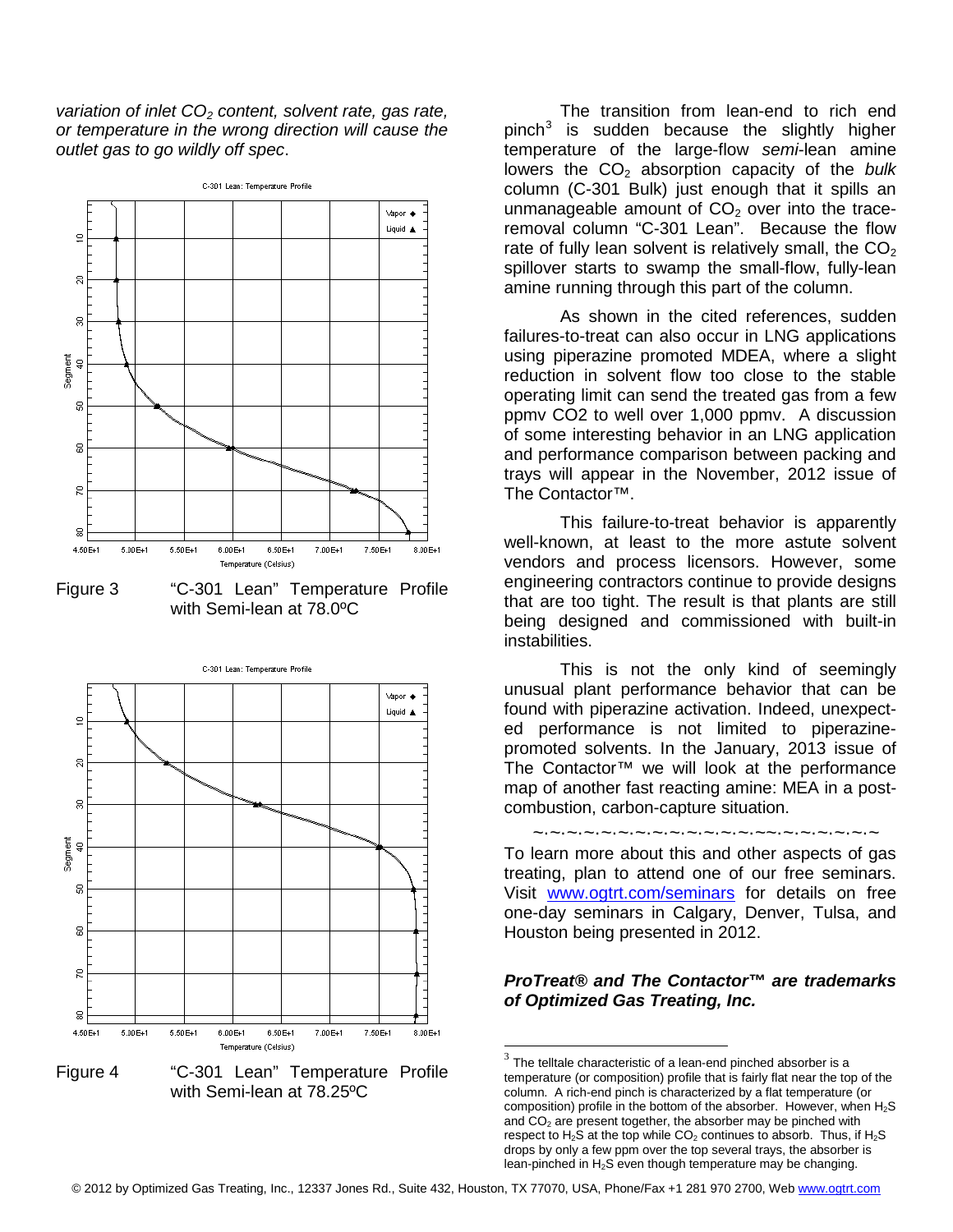*variation of inlet $CO_2$ content, solvent rate, gas rate, or temperature in the wrong direction will cause the outlet gas to go wildly off spec*.

C-301 Lean: Temperature Profile

Vapor ◆
Liquid ▲

Segment

10
20
30
40
50
60
70
80

4.50E+1 5.00E+1 5.50E+1 6.00E+1 6.50E+1 7.00E+1 7.50E+1 8.00E+1

Temperature (Celsius)

Figure 3 "C-301 Lean" Temperature Profile with Semi-lean at 78.0ºC

C-301 Lean: Temperature Profile

Vapor ◆
Liquid ▲

Segment

10
20
30
40
50
60
70
80

4.50E+1 5.00E+1 5.50E+1 6.00E+1 6.50E+1 7.00E+1 7.50E+1 8.00E+1

Temperature (Celsius)

Figure 4 "C-301 Lean" Temperature Profile with Semi-lean at 78.25ºC

The transition from lean-end to rich end pinch[3] is sudden because the slightly higher temperature of the large-flow *semi*-lean amine lowers the $CO_2$ absorption capacity of the *bulk* column (C-301 Bulk) just enough that it spills an unmanageable amount of $CO_2$ over into the trace-removal column "C-301 Lean". Because the flow rate of fully lean solvent is relatively small, the $CO_2$ spillover starts to swamp the small-flow, fully-lean amine running through this part of the column.

As shown in the cited references, sudden failures-to-treat can also occur in LNG applications using piperazine promoted MDEA, where a slight reduction in solvent flow too close to the stable operating limit can send the treated gas from a few ppmv CO2 to well over 1,000 ppmv. A discussion of some interesting behavior in an LNG application and performance comparison between packing and trays will appear in the November, 2012 issue of The Contactor™.

This failure-to-treat behavior is apparently well-known, at least to the more astute solvent vendors and process licensors. However, some engineering contractors continue to provide designs that are too tight. The result is that plants are still being designed and commissioned with built-in instabilities.

This is not the only kind of seemingly unusual plant performance behavior that can be found with piperazine activation. Indeed, unexpected performance is not limited to piperazine-promoted solvents. In the January, 2013 issue of The Contactor™ we will look at the performance map of another fast reacting amine: MEA in a post-combustion, carbon-capture situation.

~.~.~.~.~.~.~.~.~.~.~.~.~.~~.~.~.~.~.~.~

To learn more about this and other aspects of gas treating, plan to attend one of our free seminars. Visit www.ogtrt.com/seminars for details on free one-day seminars in Calgary, Denver, Tulsa, and Houston being presented in 2012.

***ProTreat® and The Contactor™ are trademarks of Optimized Gas Treating, Inc.***

[3] The telltale characteristic of a lean-end pinched absorber is a temperature (or composition) profile that is fairly flat near the top of the column. A rich-end pinch is characterized by a flat temperature (or composition) profile in the bottom of the absorber. However, when $H_2S$ and $CO_2$ are present together, the absorber may be pinched with respect to $H_2S$ at the top while $CO_2$ continues to absorb. Thus, if $H_2S$ drops by only a few ppm over the top several trays, the absorber is lean-pinched in $H_2S$ even though temperature may be changing.

© 2012 by Optimized Gas Treating, Inc., 12337 Jones Rd., Suite 432, Houston, TX 77070, USA, Phone/Fax +1 281 970 2700, Web www.ogtrt.com